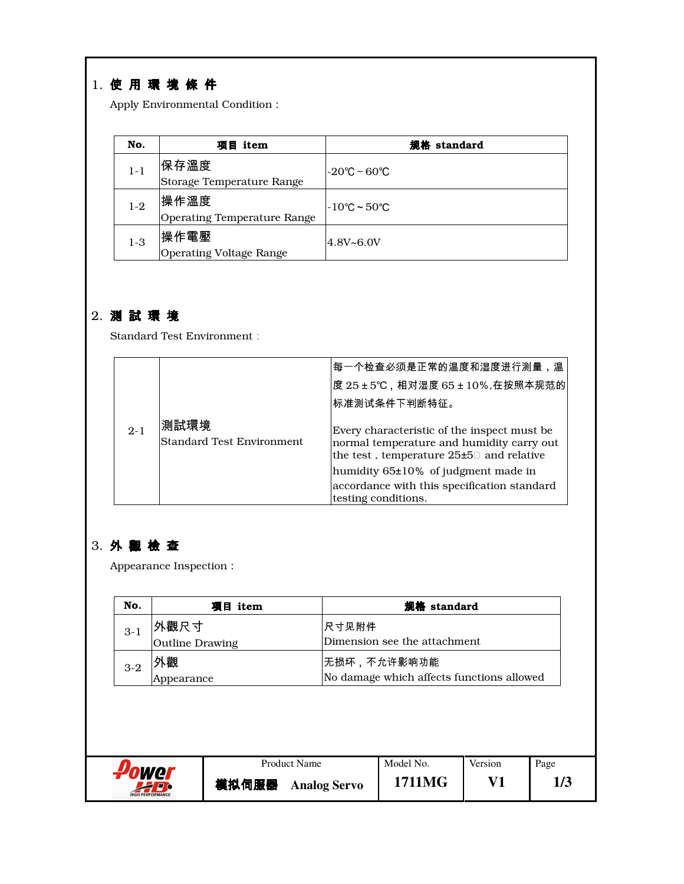## 1. 使 用 環 境 條 件

Apply Environmental Condition :

| No. | 項目 item | 規格 standard |
|---|---|---|
| 1-1 | 保存溫度<br>Storage Temperature Range | -20℃ ~ 60℃ |
| 1-2 | 操作溫度<br>Operating Temperature Range | -10℃ ~ 50℃ |
| 1-3 | 操作電壓<br>Operating Voltage Range | 4.8V~6.0V |

## 2. 測 試 環 境

Standard Test Environment :

| | | |
|---|---|---|
| 2-1 | 測試環境<br>Standard Test Environment | 每一个检查必须是正常的温度和湿度进行测量，温度 25 ± 5℃，相对湿度 65 ± 10%,在按照本规范的标准测试条件下判断特征。<br><br>Every characteristic of the inspect must be normal temperature and humidity carry out the test , temperature 25±5□ and relative humidity 65±10% of judgment made in accordance with this specification standard testing conditions. |

## 3. 外 觀 檢 查

Appearance Inspection :

| No. | 項目 item | 規格 standard |
|---|---|---|
| 3-1 | 外觀尺寸<br>Outline Drawing | 尺寸见附件<br>Dimension see the attachment |
| 3-2 | 外觀<br>Appearance | 无损坏，不允许影响功能<br>No damage which affects functions allowed |

| Power HD HIGH PERFORMANCE | Product Name<br>模拟伺服器 Analog Servo | Model No.<br>1711MG | Version<br>V1 | Page<br>1/3 |
|---|---|---|---|---|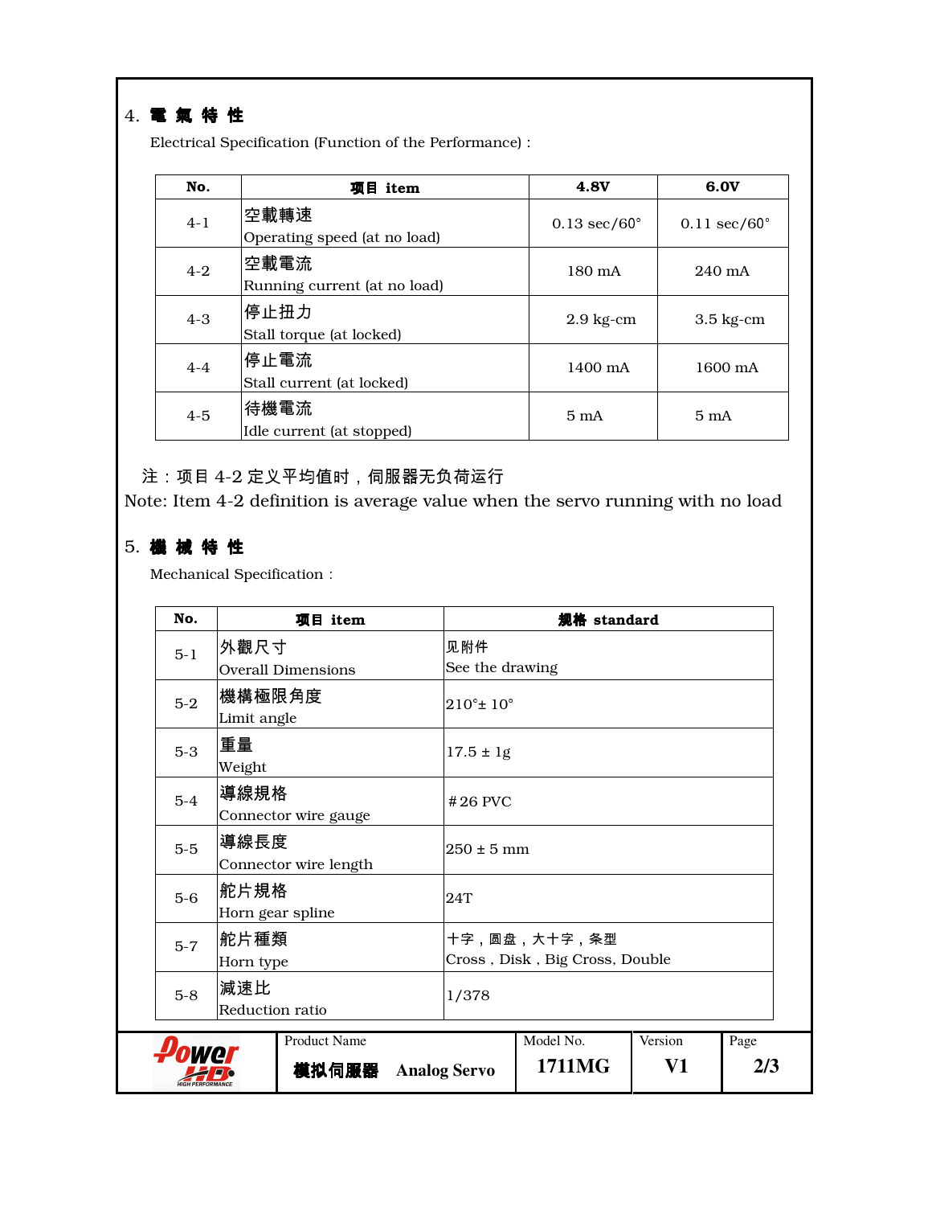## 4. 電 氣 特 性

Electrical Specification (Function of the Performance) :

| No. | 項目 item | 4.8V | 6.0V |
|---|---|---|---|
| 4-1 | 空載轉速<br>Operating speed (at no load) | 0.13 sec/60° | 0.11 sec/60° |
| 4-2 | 空載電流<br>Running current (at no load) | 180 mA | 240 mA |
| 4-3 | 停止扭力<br>Stall torque (at locked) | 2.9 kg-cm | 3.5 kg-cm |
| 4-4 | 停止電流<br>Stall current (at locked) | 1400 mA | 1600 mA |
| 4-5 | 待機電流<br>Idle current (at stopped) | 5 mA | 5 mA |

注：项目 4-2 定义平均值时，伺服器无负荷运行

Note: Item 4-2 definition is average value when the servo running with no load

## 5. 機 械 特 性

Mechanical Specification :

| No. | 項目 item | 規格 standard |
|---|---|---|
| 5-1 | 外觀尺寸<br>Overall Dimensions | 见附件<br>See the drawing |
| 5-2 | 機構極限角度<br>Limit angle | 210°± 10° |
| 5-3 | 重量<br>Weight | 17.5 ± 1g |
| 5-4 | 導線規格<br>Connector wire gauge | #26 PVC |
| 5-5 | 導線長度<br>Connector wire length | 250 ± 5 mm |
| 5-6 | 舵片規格<br>Horn gear spline | 24T |
| 5-7 | 舵片種類<br>Horn type | 十字，圆盘，大十字，条型<br>Cross , Disk , Big Cross, Double |
| 5-8 | 減速比<br>Reduction ratio | 1/378 |

| Power HD | Product Name | Model No. | Version | Page |
|---|---|---|---|---|
| | 模拟伺服器 Analog Servo | 1711MG | V1 | 2/3 |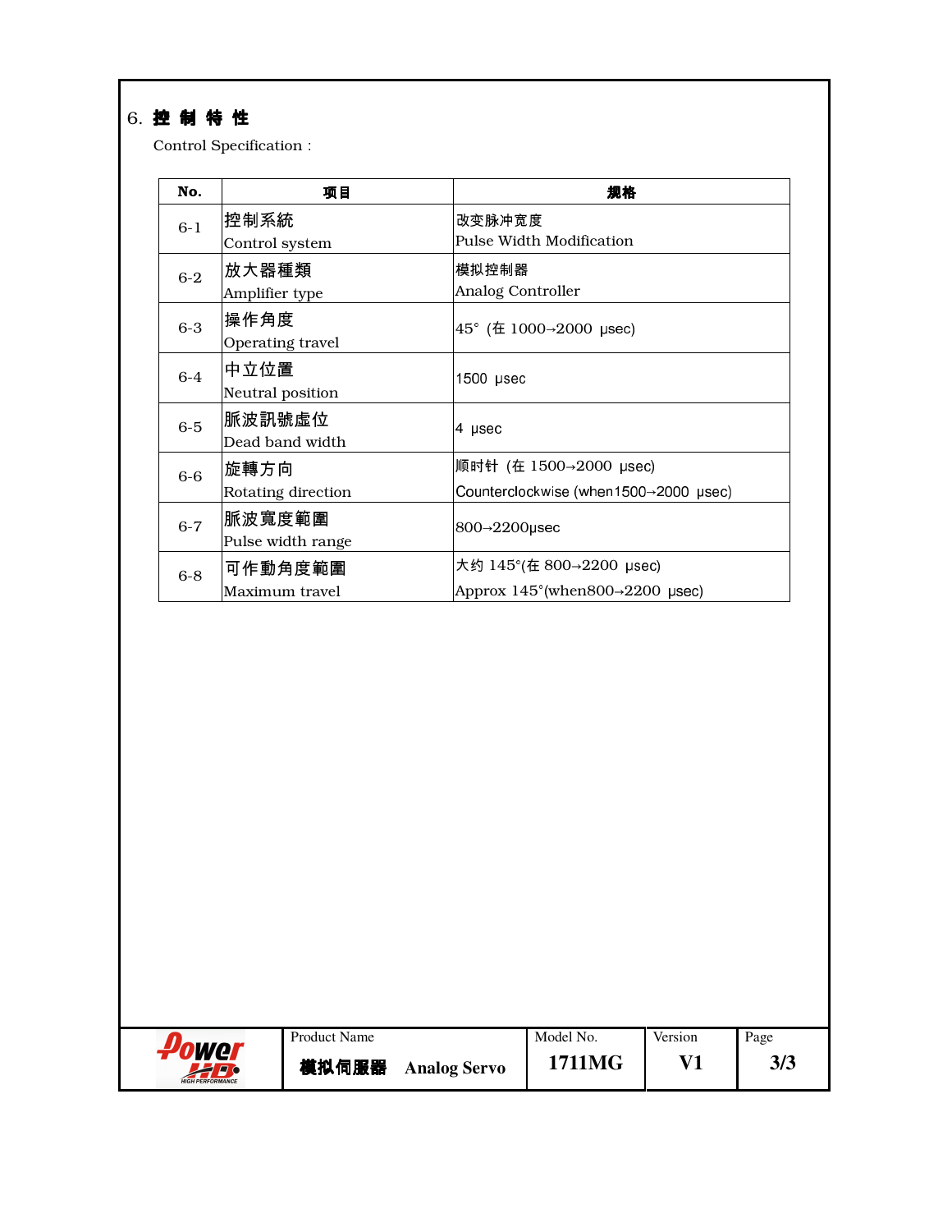## 6. 控 制 特 性

Control Specification :

| No. | 项目 | 规格 |
|---|---|---|
| 6-1 | 控制系統<br>Control system | 改变脉冲宽度<br>Pulse Width Modification |
| 6-2 | 放大器種類<br>Amplifier type | 模拟控制器<br>Analog Controller |
| 6-3 | 操作角度<br>Operating travel | 45° (在 1000→2000 μsec) |
| 6-4 | 中立位置<br>Neutral position | 1500 μsec |
| 6-5 | 脈波訊號虛位<br>Dead band width | 4 μsec |
| 6-6 | 旋轉方向<br>Rotating direction | 顺时针 (在 1500→2000 μsec)<br>Counterclockwise (when1500→2000 μsec) |
| 6-7 | 脈波寬度範圍<br>Pulse width range | 800→2200μsec |
| 6-8 | 可作動角度範圍<br>Maximum travel | 大约 145°(在 800→2200 μsec)<br>Approx 145°(when800→2200 μsec) |

| | Product Name | Model No. | Version | Page |
|---|---|---|---|---|
| Power HD HIGH PERFORMANCE | 模拟伺服器 Analog Servo | 1711MG | V1 | 3/3 |